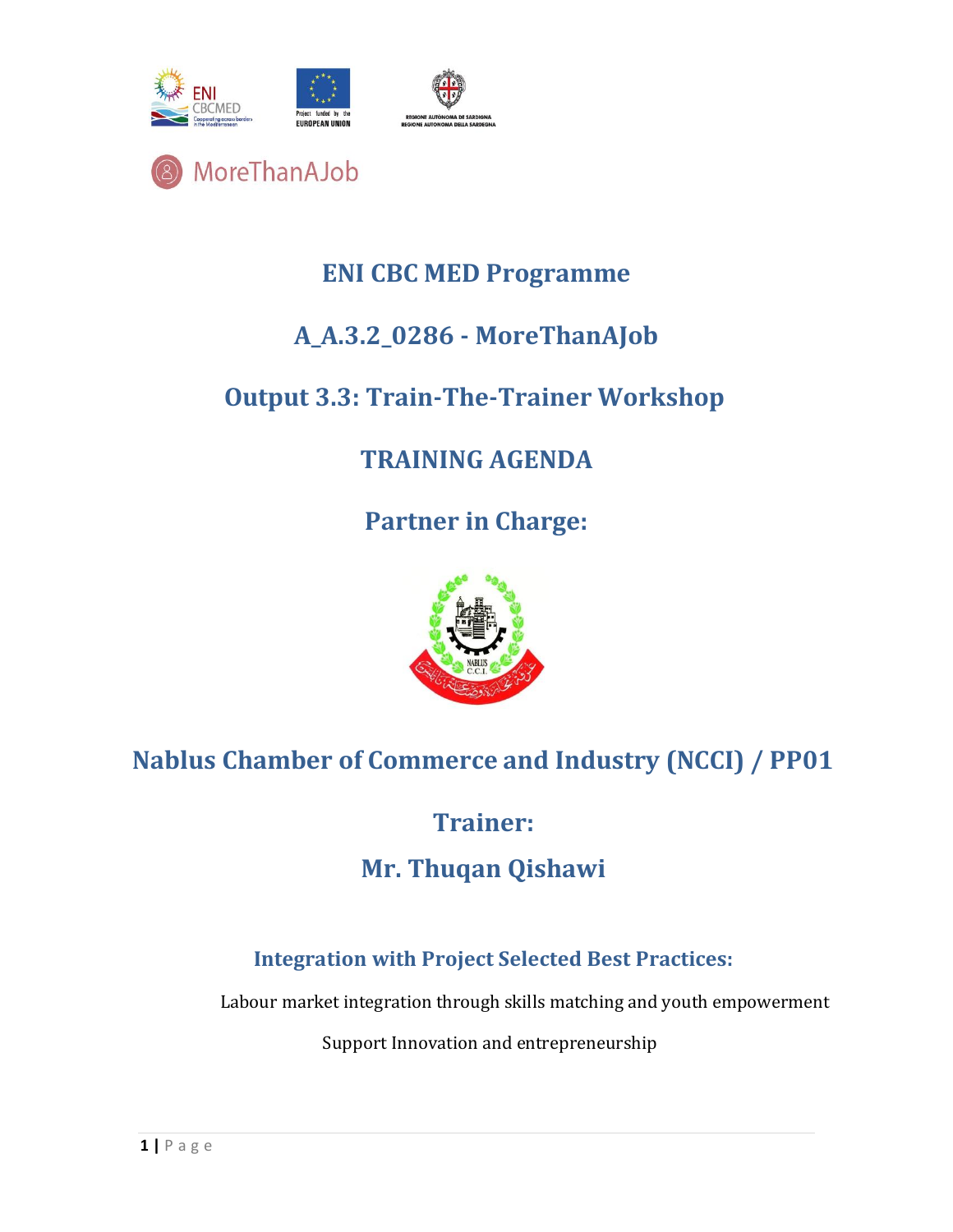MoreThanAJob

# ENI CBC MED Programme

# A_A.3.2_0286 - MoreThanAJob

# Output 3.3: Train-The-Trainer Workshop

# TRAINING AGENDA

# Partner in Charge:

## Nablus Chamber of Commerce and Industry (NCCI) / PP01

## Trainer:

## Mr. Thuqan Qishawi

### Integration with Project Selected Best Practices:

Labour market integration through skills matching and youth empowerment

Support Innovation and entrepreneurship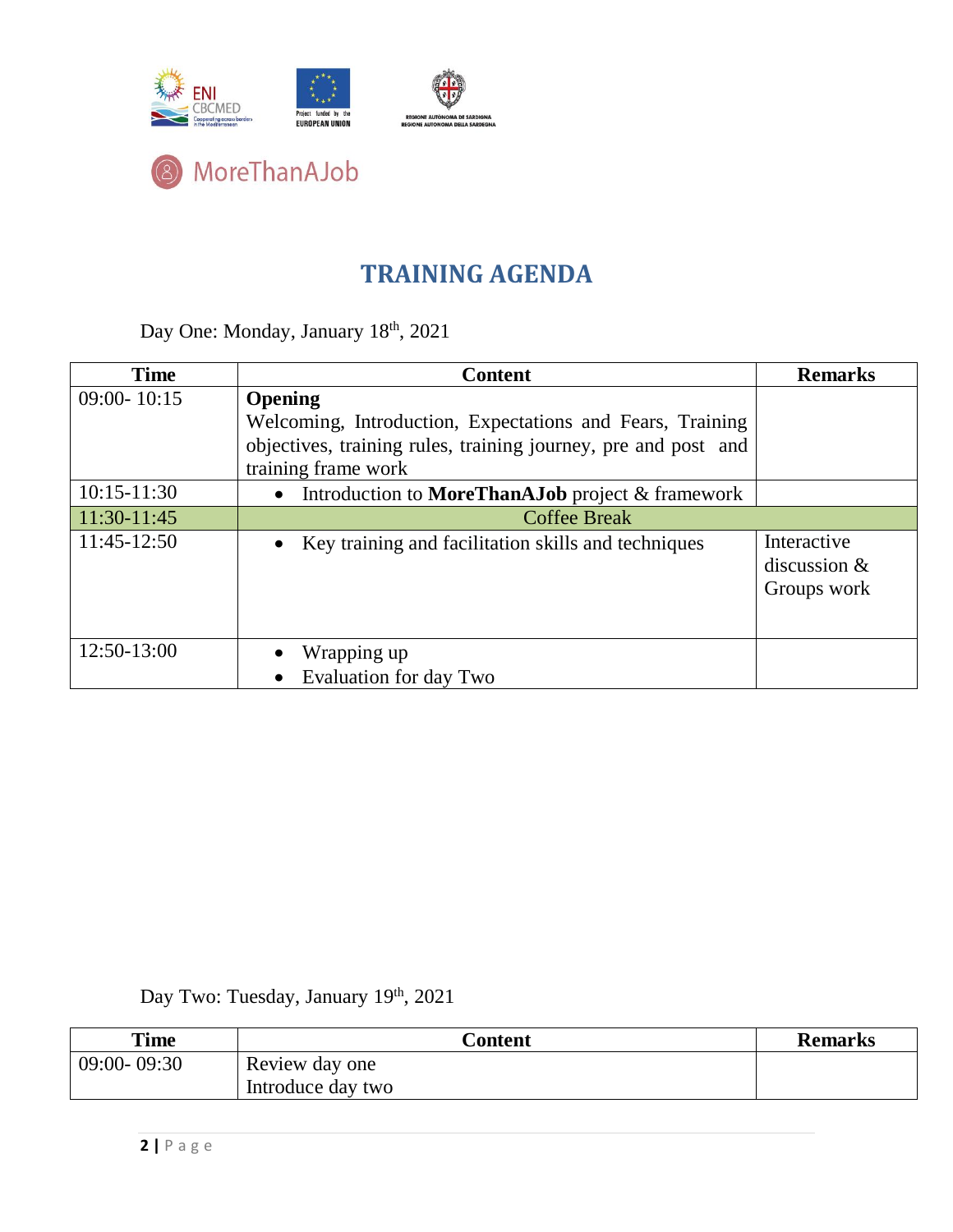MoreThanAJob

# TRAINING AGENDA

Day One: Monday, January 18th, 2021

| Time | Content | Remarks |
|---|---|---|
| 09:00- 10:15 | **Opening**<br>Welcoming, Introduction, Expectations and Fears, Training objectives, training rules, training journey, pre and post and training frame work | |
| 10:15-11:30 | • Introduction to **MoreThanAJob** project & framework | |
| 11:30-11:45 | Coffee Break | |
| 11:45-12:50 | • Key training and facilitation skills and techniques | Interactive discussion & Groups work |
| 12:50-13:00 | • Wrapping up<br>• Evaluation for day Two | |

Day Two: Tuesday, January 19th, 2021

| Time | Content | Remarks |
|---|---|---|
| 09:00- 09:30 | Review day one<br>Introduce day two | |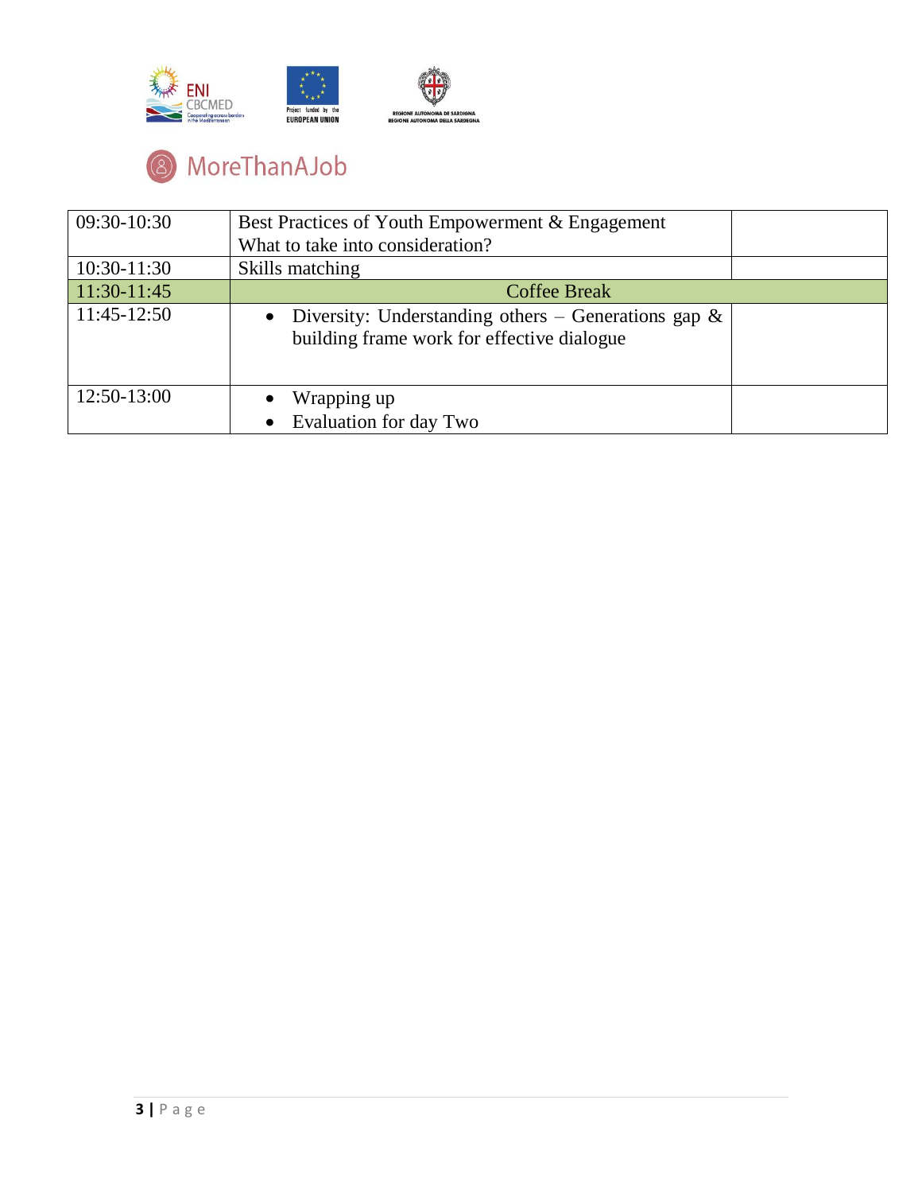MoreThanAJob

| 09:30-10:30 | Best Practices of Youth Empowerment & Engagement<br>What to take into consideration? | |
|---|---|---|
| 10:30-11:30 | Skills matching | |
| 11:30-11:45 | Coffee Break | |
| 11:45-12:50 | • Diversity: Understanding others – Generations gap & building frame work for effective dialogue | |
| 12:50-13:00 | • Wrapping up<br>• Evaluation for day Two | |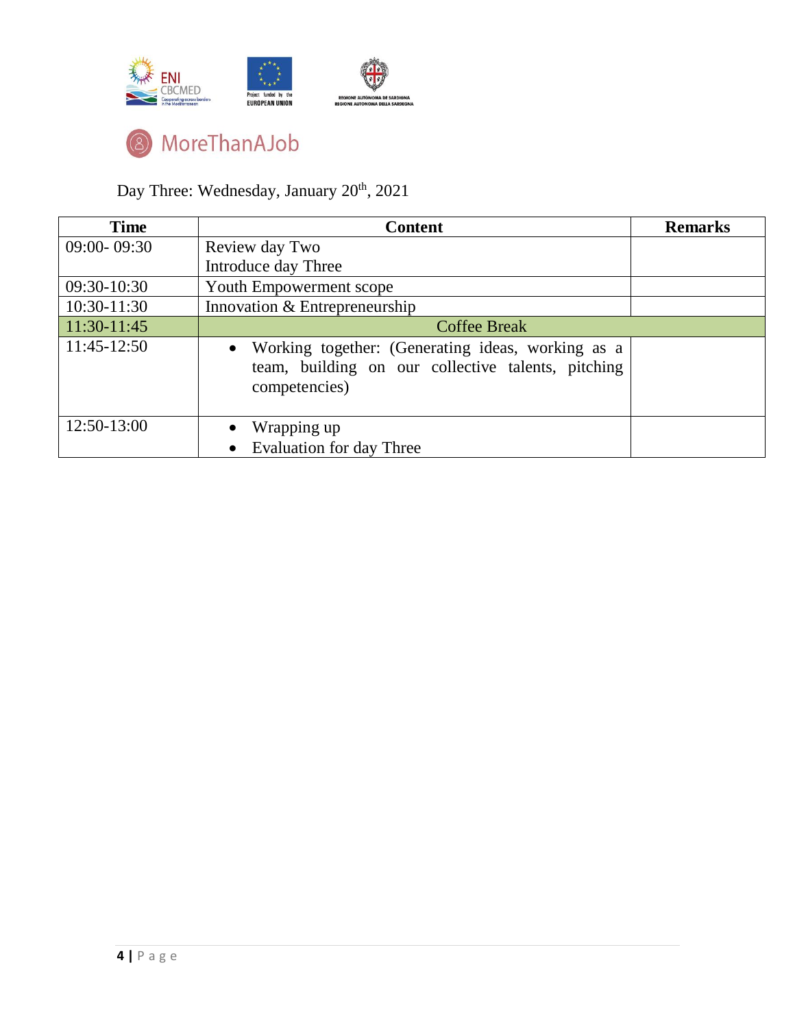MoreThanAJob

Day Three: Wednesday, January 20th, 2021

| Time | Content | Remarks |
|---|---|---|
| 09:00- 09:30 | Review day Two<br>Introduce day Three | |
| 09:30-10:30 | Youth Empowerment scope | |
| 10:30-11:30 | Innovation & Entrepreneurship | |
| 11:30-11:45 | Coffee Break | |
| 11:45-12:50 | • Working together: (Generating ideas, working as a team, building on our collective talents, pitching competencies) | |
| 12:50-13:00 | • Wrapping up<br>• Evaluation for day Three | |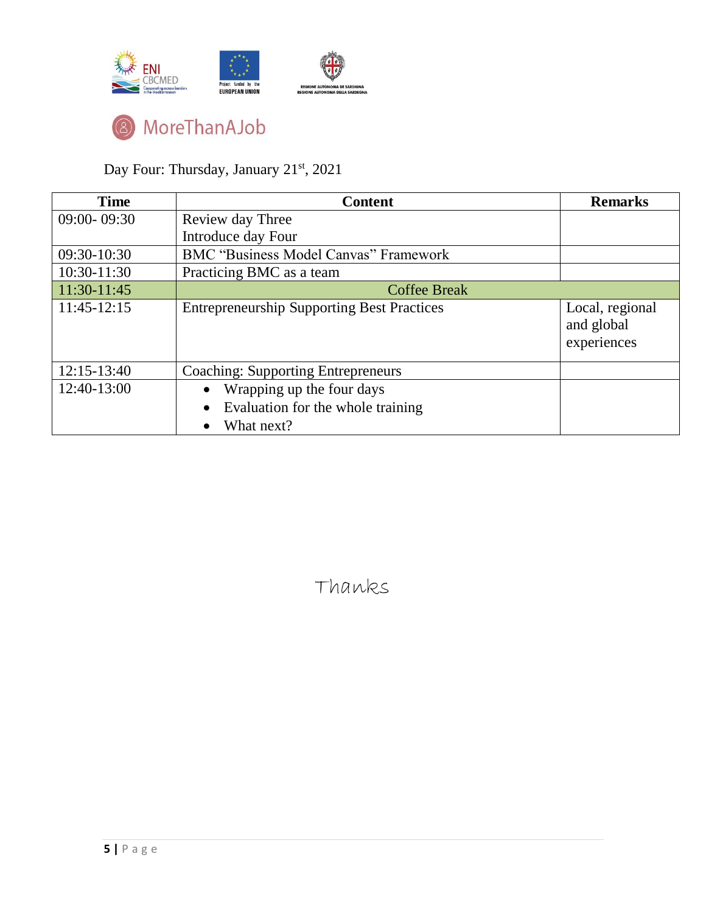MoreThanAJob

Day Four: Thursday, January 21st, 2021

| Time | Content | Remarks |
|---|---|---|
| 09:00- 09:30 | Review day Three<br>Introduce day Four | |
| 09:30-10:30 | BMC "Business Model Canvas" Framework | |
| 10:30-11:30 | Practicing BMC as a team | |
| 11:30-11:45 | Coffee Break | |
| 11:45-12:15 | Entrepreneurship Supporting Best Practices | Local, regional and global experiences |
| 12:15-13:40 | Coaching: Supporting Entrepreneurs | |
| 12:40-13:00 | • Wrapping up the four days<br>• Evaluation for the whole training<br>• What next? | |

Thanks